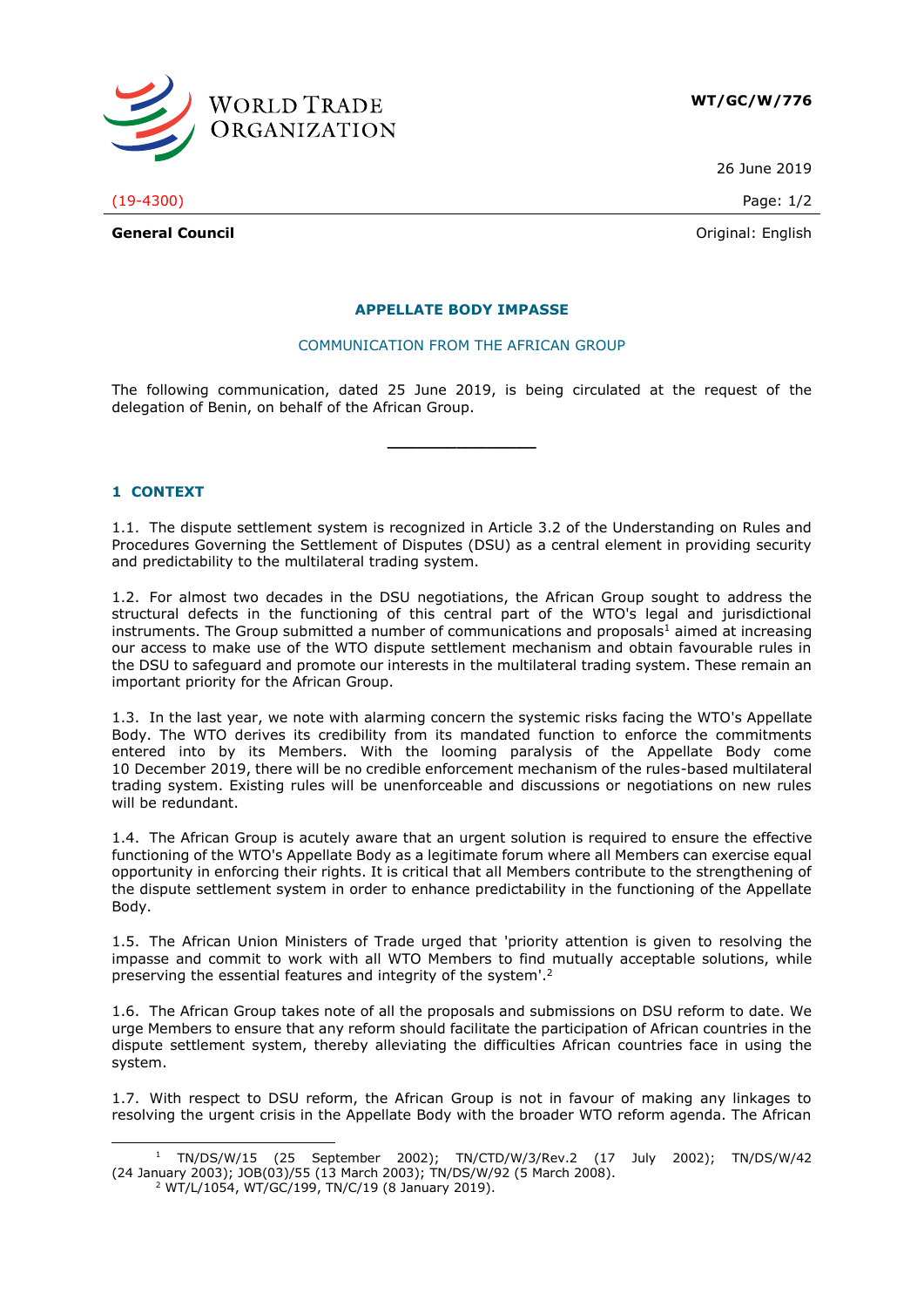WORLD TRADE ORGANIZATION

**WT/GC/W/776**

26 June 2019

(19-4300)

**General Council**

Original: English

## APPELLATE BODY IMPASSE

### COMMUNICATION FROM THE AFRICAN GROUP

The following communication, dated 25 June 2019, is being circulated at the request of the delegation of Benin, on behalf of the African Group.

_______________

## 1 CONTEXT

1.1. The dispute settlement system is recognized in Article 3.2 of the Understanding on Rules and Procedures Governing the Settlement of Disputes (DSU) as a central element in providing security and predictability to the multilateral trading system.

1.2. For almost two decades in the DSU negotiations, the African Group sought to address the structural defects in the functioning of this central part of the WTO's legal and jurisdictional instruments. The Group submitted a number of communications and proposals[1] aimed at increasing our access to make use of the WTO dispute settlement mechanism and obtain favourable rules in the DSU to safeguard and promote our interests in the multilateral trading system. These remain an important priority for the African Group.

1.3. In the last year, we note with alarming concern the systemic risks facing the WTO's Appellate Body. The WTO derives its credibility from its mandated function to enforce the commitments entered into by its Members. With the looming paralysis of the Appellate Body come 10 December 2019, there will be no credible enforcement mechanism of the rules-based multilateral trading system. Existing rules will be unenforceable and discussions or negotiations on new rules will be redundant.

1.4. The African Group is acutely aware that an urgent solution is required to ensure the effective functioning of the WTO's Appellate Body as a legitimate forum where all Members can exercise equal opportunity in enforcing their rights. It is critical that all Members contribute to the strengthening of the dispute settlement system in order to enhance predictability in the functioning of the Appellate Body.

1.5. The African Union Ministers of Trade urged that 'priority attention is given to resolving the impasse and commit to work with all WTO Members to find mutually acceptable solutions, while preserving the essential features and integrity of the system'.[2]

1.6. The African Group takes note of all the proposals and submissions on DSU reform to date. We urge Members to ensure that any reform should facilitate the participation of African countries in the dispute settlement system, thereby alleviating the difficulties African countries face in using the system.

1.7. With respect to DSU reform, the African Group is not in favour of making any linkages to resolving the urgent crisis in the Appellate Body with the broader WTO reform agenda. The African

---

[1] TN/DS/W/15 (25 September 2002); TN/CTD/W/3/Rev.2 (17 July 2002); TN/DS/W/42 (24 January 2003); JOB(03)/55 (13 March 2003); TN/DS/W/92 (5 March 2008).

[2] WT/L/1054, WT/GC/199, TN/C/19 (8 January 2019).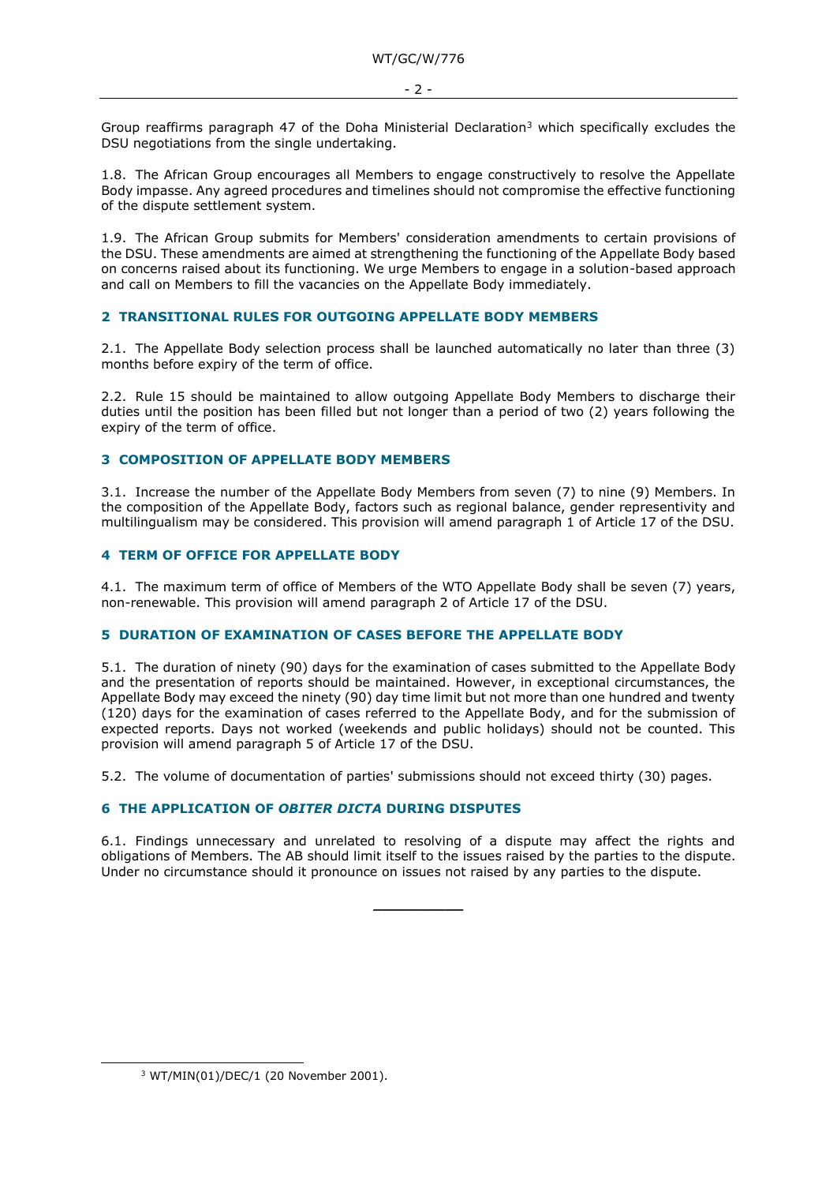Group reaffirms paragraph 47 of the Doha Ministerial Declaration[3] which specifically excludes the DSU negotiations from the single undertaking.

1.8. The African Group encourages all Members to engage constructively to resolve the Appellate Body impasse. Any agreed procedures and timelines should not compromise the effective functioning of the dispute settlement system.

1.9. The African Group submits for Members' consideration amendments to certain provisions of the DSU. These amendments are aimed at strengthening the functioning of the Appellate Body based on concerns raised about its functioning. We urge Members to engage in a solution-based approach and call on Members to fill the vacancies on the Appellate Body immediately.

## 2 TRANSITIONAL RULES FOR OUTGOING APPELLATE BODY MEMBERS

2.1. The Appellate Body selection process shall be launched automatically no later than three (3) months before expiry of the term of office.

2.2. Rule 15 should be maintained to allow outgoing Appellate Body Members to discharge their duties until the position has been filled but not longer than a period of two (2) years following the expiry of the term of office.

## 3 COMPOSITION OF APPELLATE BODY MEMBERS

3.1. Increase the number of the Appellate Body Members from seven (7) to nine (9) Members. In the composition of the Appellate Body, factors such as regional balance, gender representivity and multilingualism may be considered. This provision will amend paragraph 1 of Article 17 of the DSU.

## 4 TERM OF OFFICE FOR APPELLATE BODY

4.1. The maximum term of office of Members of the WTO Appellate Body shall be seven (7) years, non-renewable. This provision will amend paragraph 2 of Article 17 of the DSU.

## 5 DURATION OF EXAMINATION OF CASES BEFORE THE APPELLATE BODY

5.1. The duration of ninety (90) days for the examination of cases submitted to the Appellate Body and the presentation of reports should be maintained. However, in exceptional circumstances, the Appellate Body may exceed the ninety (90) day time limit but not more than one hundred and twenty (120) days for the examination of cases referred to the Appellate Body, and for the submission of expected reports. Days not worked (weekends and public holidays) should not be counted. This provision will amend paragraph 5 of Article 17 of the DSU.

5.2. The volume of documentation of parties' submissions should not exceed thirty (30) pages.

## 6 THE APPLICATION OF *OBITER DICTA* DURING DISPUTES

6.1. Findings unnecessary and unrelated to resolving of a dispute may affect the rights and obligations of Members. The AB should limit itself to the issues raised by the parties to the dispute. Under no circumstance should it pronounce on issues not raised by any parties to the dispute.

__________

[3] WT/MIN(01)/DEC/1 (20 November 2001).